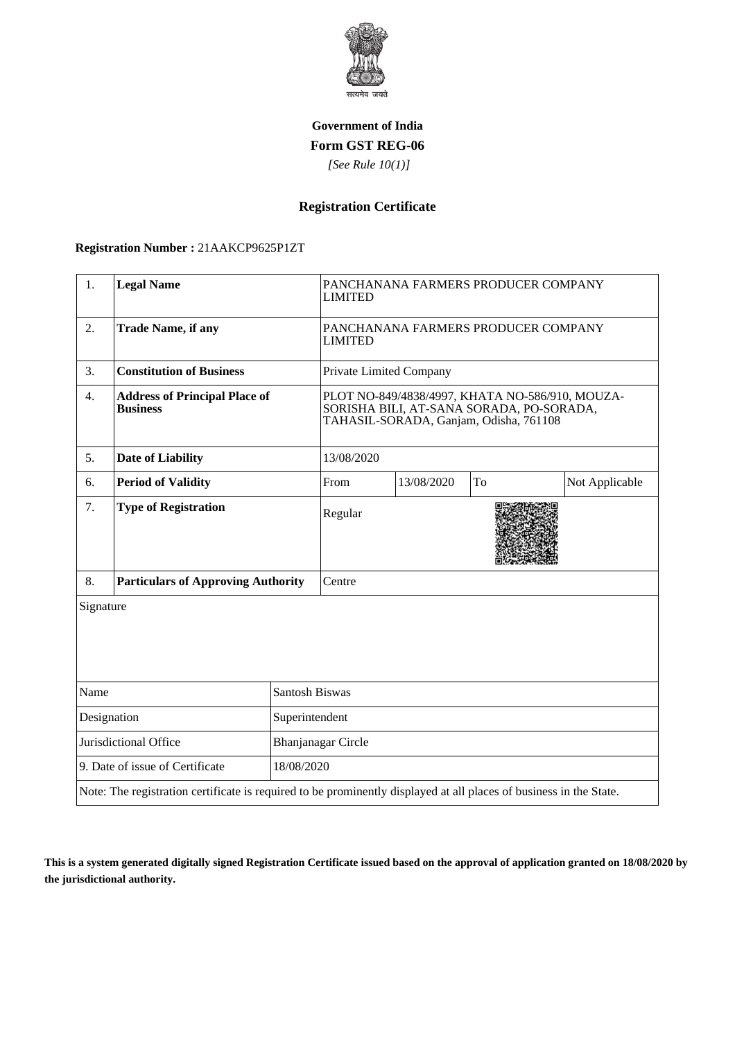सत्यमेव जयते

**Government of India**

**Form GST REG-06**

*[See Rule 10(1)]*

## Registration Certificate

**Registration Number :** 21AAKCP9625P1ZT

| | | | | | |
|---|---|---|---|---|---|
| 1. | **Legal Name** | PANCHANANA FARMERS PRODUCER COMPANY LIMITED | | | |
| 2. | **Trade Name, if any** | PANCHANANA FARMERS PRODUCER COMPANY LIMITED | | | |
| 3. | **Constitution of Business** | Private Limited Company | | | |
| 4. | **Address of Principal Place of Business** | PLOT NO-849/4838/4997, KHATA NO-586/910, MOUZA-SORISHA BILI, AT-SANA SORADA, PO-SORADA, TAHASIL-SORADA, Ganjam, Odisha, 761108 | | | |
| 5. | **Date of Liability** | 13/08/2020 | | | |
| 6. | **Period of Validity** | From | 13/08/2020 | To | Not Applicable |
| 7. | **Type of Registration** | Regular | | | |
| 8. | **Particulars of Approving Authority** | Centre | | | |

Signature

| | |
|---|---|
| Name | Santosh Biswas |
| Designation | Superintendent |
| Jurisdictional Office | Bhanjanagar Circle |
| 9. Date of issue of Certificate | 18/08/2020 |

Note: The registration certificate is required to be prominently displayed at all places of business in the State.

**This is a system generated digitally signed Registration Certificate issued based on the approval of application granted on 18/08/2020 by the jurisdictional authority.**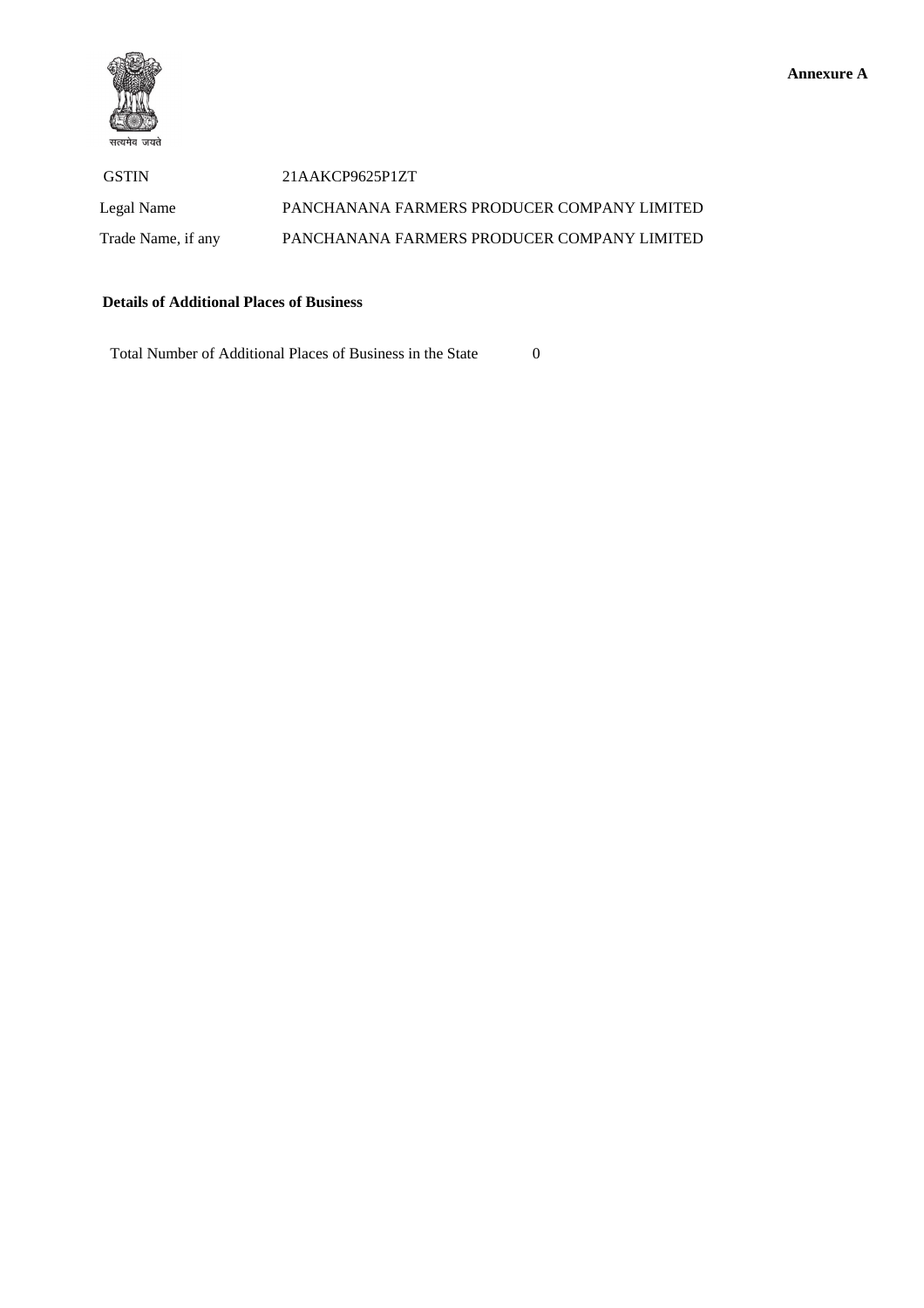**Annexure A**

सत्यमेव जयते

| | |
|---|---|
| GSTIN | 21AAKCP9625P1ZT |
| Legal Name | PANCHANANA FARMERS PRODUCER COMPANY LIMITED |
| Trade Name, if any | PANCHANANA FARMERS PRODUCER COMPANY LIMITED |

**Details of Additional Places of Business**

Total Number of Additional Places of Business in the State 0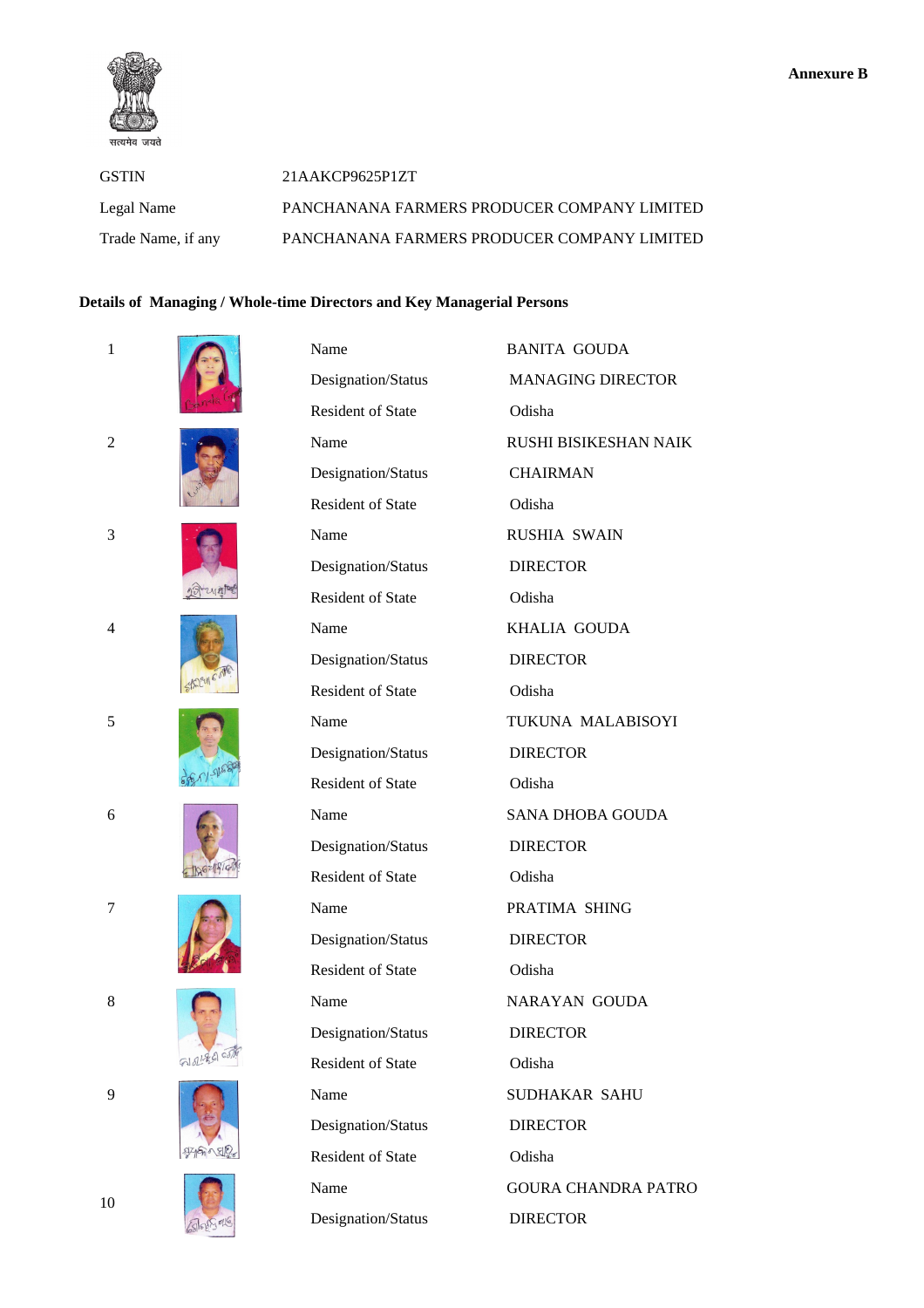Annexure B

| | |
|---|---|
| GSTIN | 21AAKCP9625P1ZT |
| Legal Name | PANCHANANA FARMERS PRODUCER COMPANY LIMITED |
| Trade Name, if any | PANCHANANA FARMERS PRODUCER COMPANY LIMITED |

**Details of Managing / Whole-time Directors and Key Managerial Persons**

| No. | Field | Details |
|---|---|---|
| 1 | Name | BANITA GOUDA |
| | Designation/Status | MANAGING DIRECTOR |
| | Resident of State | Odisha |
| 2 | Name | RUSHI BISIKESHAN NAIK |
| | Designation/Status | CHAIRMAN |
| | Resident of State | Odisha |
| 3 | Name | RUSHIA SWAIN |
| | Designation/Status | DIRECTOR |
| | Resident of State | Odisha |
| 4 | Name | KHALIA GOUDA |
| | Designation/Status | DIRECTOR |
| | Resident of State | Odisha |
| 5 | Name | TUKUNA MALABISOYI |
| | Designation/Status | DIRECTOR |
| | Resident of State | Odisha |
| 6 | Name | SANA DHOBA GOUDA |
| | Designation/Status | DIRECTOR |
| | Resident of State | Odisha |
| 7 | Name | PRATIMA SHING |
| | Designation/Status | DIRECTOR |
| | Resident of State | Odisha |
| 8 | Name | NARAYAN GOUDA |
| | Designation/Status | DIRECTOR |
| | Resident of State | Odisha |
| 9 | Name | SUDHAKAR SAHU |
| | Designation/Status | DIRECTOR |
| | Resident of State | Odisha |
| 10 | Name | GOURA CHANDRA PATRO |
| | Designation/Status | DIRECTOR |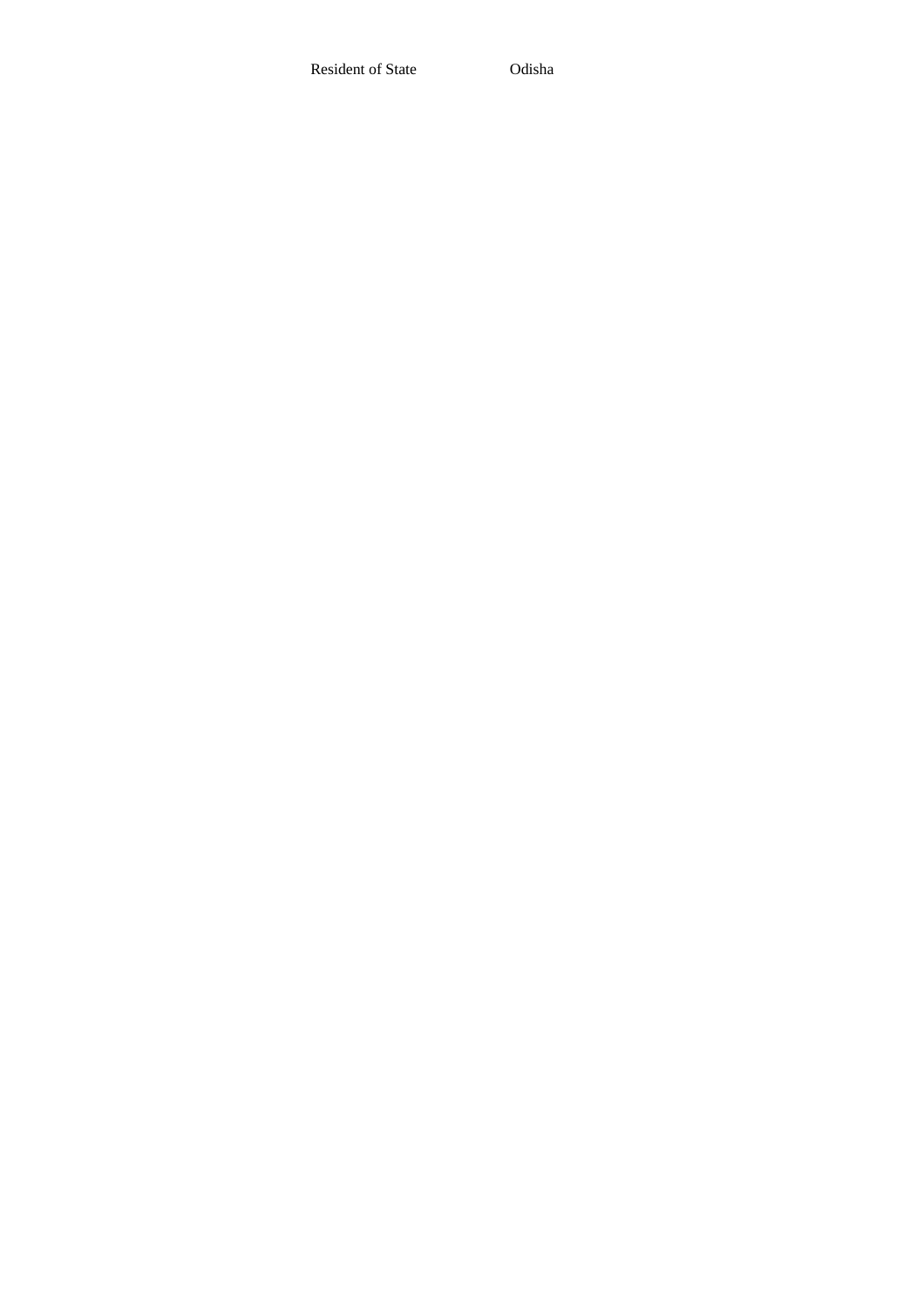| | |
|---|---|
| Resident of State | Odisha |